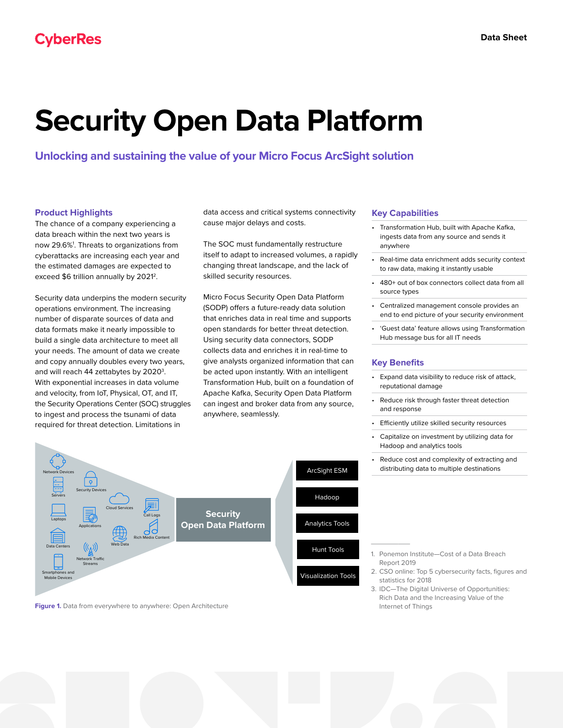CyberRes

Data Sheet

# Security Open Data Platform

## Unlocking and sustaining the value of your Micro Focus ArcSight solution

### Product Highlights

The chance of a company experiencing a data breach within the next two years is now 29.6%[1]. Threats to organizations from cyberattacks are increasing each year and the estimated damages are expected to exceed $6 trillion annually by 2021[2].

Security data underpins the modern security operations environment. The increasing number of disparate sources of data and data formats make it nearly impossible to build a single data architecture to meet all your needs. The amount of data we create and copy annually doubles every two years, and will reach 44 zettabytes by 2020[3]. With exponential increases in data volume and velocity, from IoT, Physical, OT, and IT, the Security Operations Center (SOC) struggles to ingest and process the tsunami of data required for threat detection. Limitations in data access and critical systems connectivity cause major delays and costs.

The SOC must fundamentally restructure itself to adapt to increased volumes, a rapidly changing threat landscape, and the lack of skilled security resources.

Micro Focus Security Open Data Platform (SODP) offers a future-ready data solution that enriches data in real time and supports open standards for better threat detection. Using security data connectors, SODP collects data and enriches it in real-time to give analysts organized information that can be acted upon instantly. With an intelligent Transformation Hub, built on a foundation of Apache Kafka, Security Open Data Platform can ingest and broker data from any source, anywhere, seamlessly.

Network Devices, Security Devices, Servers, Cloud Services, Laptops, Applications, Call Logs, Rich Media Content, Data Centers, Web Data, Network Traffic Streams, Smartphones and Mobile Devices → Security Open Data Platform → ArcSight ESM, Hadoop, Analytics Tools, Hunt Tools, Visualization Tools

**Figure 1.** Data from everywhere to anywhere: Open Architecture

### Key Capabilities

- Transformation Hub, built with Apache Kafka, ingests data from any source and sends it anywhere
- Real-time data enrichment adds security context to raw data, making it instantly usable
- 480+ out of box connectors collect data from all source types
- Centralized management console provides an end to end picture of your security environment
- 'Guest data' feature allows using Transformation Hub message bus for all IT needs

### Key Benefits

- Expand data visibility to reduce risk of attack, reputational damage
- Reduce risk through faster threat detection and response
- Efficiently utilize skilled security resources
- Capitalize on investment by utilizing data for Hadoop and analytics tools
- Reduce cost and complexity of extracting and distributing data to multiple destinations

1. Ponemon Institute—Cost of a Data Breach Report 2019
2. CSO online: Top 5 cybersecurity facts, figures and statistics for 2018
3. IDC—The Digital Universe of Opportunities: Rich Data and the Increasing Value of the Internet of Things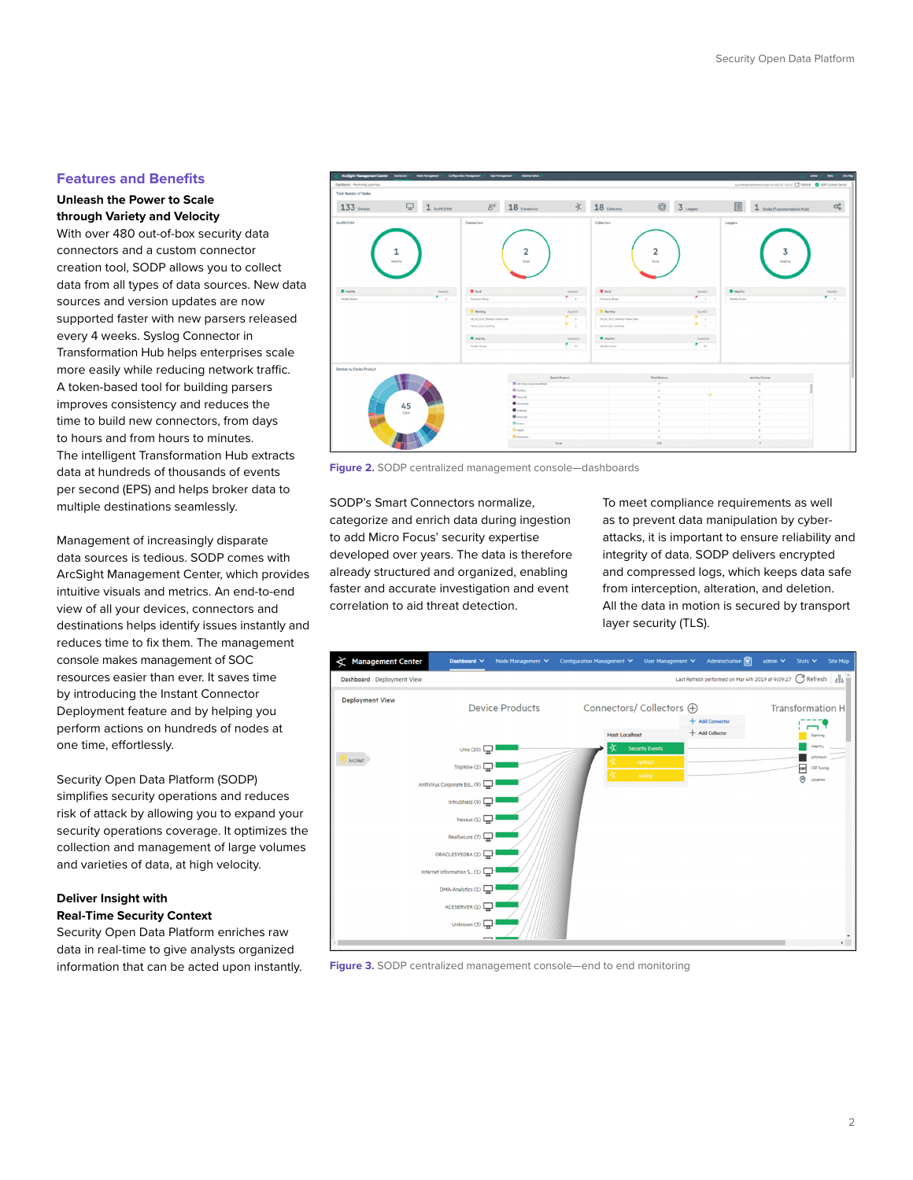## Features and Benefits

**Unleash the Power to Scale through Variety and Velocity**

With over 480 out-of-box security data connectors and a custom connector creation tool, SODP allows you to collect data from all types of data sources. New data sources and version updates are now supported faster with new parsers released every 4 weeks. Syslog Connector in Transformation Hub helps enterprises scale more easily while reducing network traffic. A token-based tool for building parsers improves consistency and reduces the time to build new connectors, from days to hours and from hours to minutes. The intelligent Transformation Hub extracts data at hundreds of thousands of events per second (EPS) and helps broker data to multiple destinations seamlessly.

Management of increasingly disparate data sources is tedious. SODP comes with ArcSight Management Center, which provides intuitive visuals and metrics. An end-to-end view of all your devices, connectors and destinations helps identify issues instantly and reduces time to fix them. The management console makes management of SOC resources easier than ever. It saves time by introducing the Instant Connector Deployment feature and by helping you perform actions on hundreds of nodes at one time, effortlessly.

Security Open Data Platform (SODP) simplifies security operations and reduces risk of attack by allowing you to expand your security operations coverage. It optimizes the collection and management of large volumes and varieties of data, at high velocity.

**Deliver Insight with Real-Time Security Context**

Security Open Data Platform enriches raw data in real-time to give analysts organized information that can be acted upon instantly.

**Figure 2.** SODP centralized management console—dashboards

SODP's Smart Connectors normalize, categorize and enrich data during ingestion to add Micro Focus' security expertise developed over years. The data is therefore already structured and organized, enabling faster and accurate investigation and event correlation to aid threat detection.

To meet compliance requirements as well as to prevent data manipulation by cyber-attacks, it is important to ensure reliability and integrity of data. SODP delivers encrypted and compressed logs, which keeps data safe from interception, alteration, and deletion. All the data in motion is secured by transport layer security (TLS).

**Figure 3.** SODP centralized management console—end to end monitoring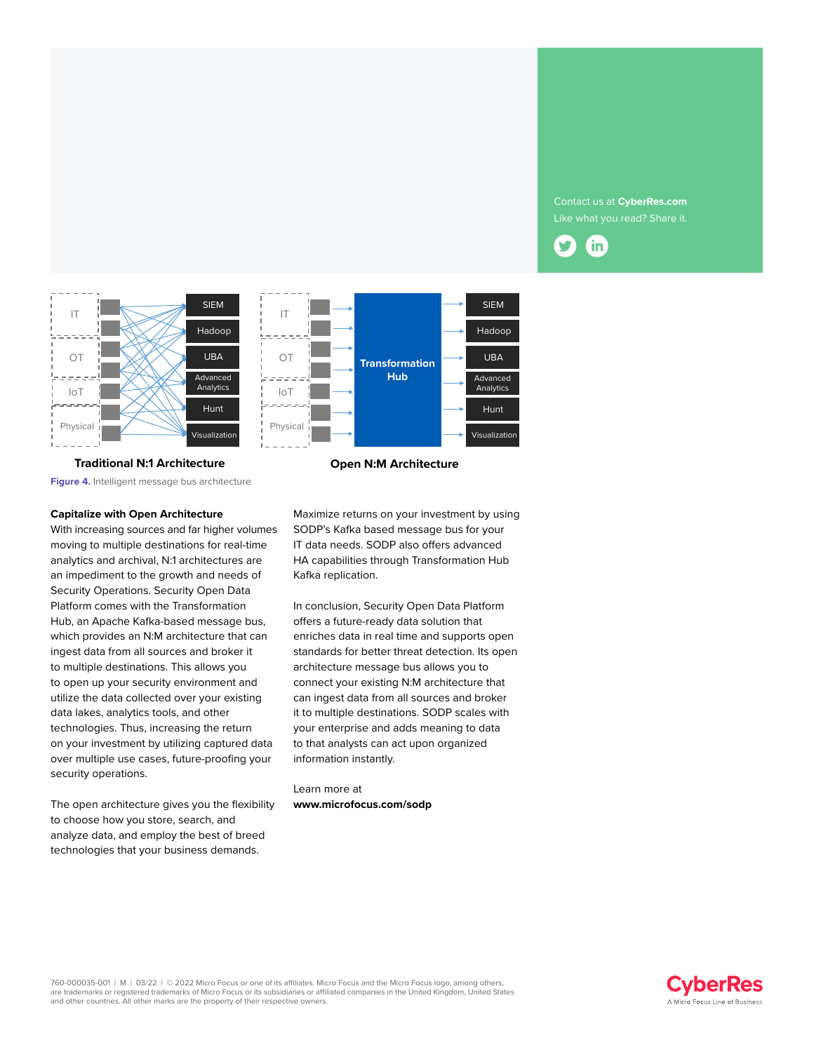Contact us at **CyberRes.com**

Like what you read? Share it.

IT
OT
IoT
Physical

SIEM
Hadoop
UBA
Advanced Analytics
Hunt
Visualization

**Traditional N:1 Architecture**

IT
OT
IoT
Physical

Transformation Hub

SIEM
Hadoop
UBA
Advanced Analytics
Hunt
Visualization

**Open N:M Architecture**

**Figure 4.** Intelligent message bus architecture

**Capitalize with Open Architecture**

With increasing sources and far higher volumes moving to multiple destinations for real-time analytics and archival, N:1 architectures are an impediment to the growth and needs of Security Operations. Security Open Data Platform comes with the Transformation Hub, an Apache Kafka-based message bus, which provides an N:M architecture that can ingest data from all sources and broker it to multiple destinations. This allows you to open up your security environment and utilize the data collected over your existing data lakes, analytics tools, and other technologies. Thus, increasing the return on your investment by utilizing captured data over multiple use cases, future-proofing your security operations.

The open architecture gives you the flexibility to choose how you store, search, and analyze data, and employ the best of breed technologies that your business demands.

Maximize returns on your investment by using SODP's Kafka based message bus for your IT data needs. SODP also offers advanced HA capabilities through Transformation Hub Kafka replication.

In conclusion, Security Open Data Platform offers a future-ready data solution that enriches data in real time and supports open standards for better threat detection. Its open architecture message bus allows you to connect your existing N:M architecture that can ingest data from all sources and broker it to multiple destinations. SODP scales with your enterprise and adds meaning to data to that analysts can act upon organized information instantly.

Learn more at
**www.microfocus.com/sodp**

760-000035-001 | M | 03/22 | © 2022 Micro Focus or one of its affiliates. Micro Focus and the Micro Focus logo, among others, are trademarks or registered trademarks of Micro Focus or its subsidiaries or affiliated companies in the United Kingdom, United States and other countries. All other marks are the property of their respective owners.

CyberRes
A Micro Focus Line of Business